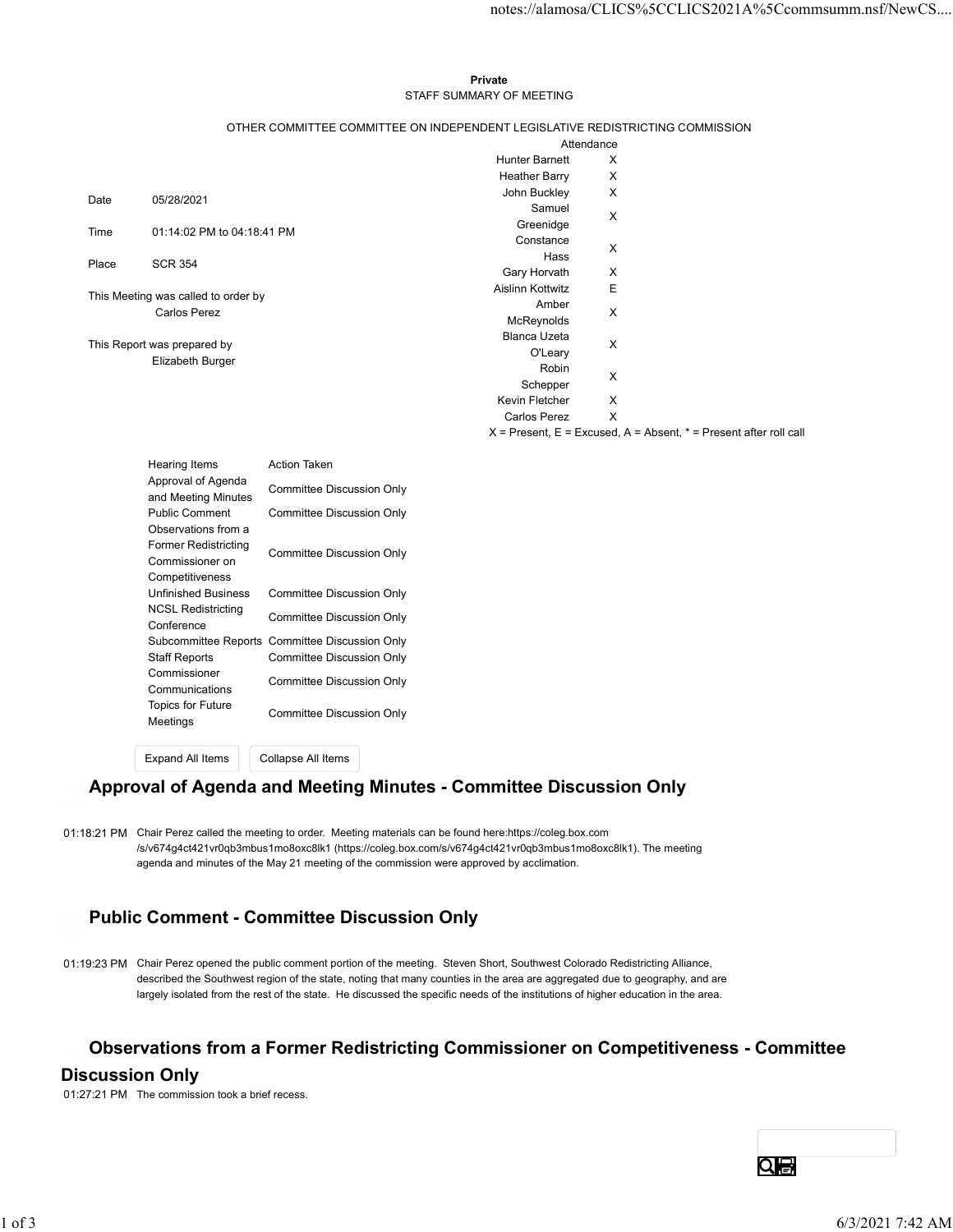**Private**

STAFF SUMMARY OF MEETING

OTHER COMMITTEE COMMITTEE ON INDEPENDENT LEGISLATIVE REDISTRICTING COMMISSION

| | |
|---|---|
| Date | 05/28/2021 |
| Time | 01:14:02 PM to 04:18:41 PM |
| Place | SCR 354 |

This Meeting was called to order by
Carlos Perez

This Report was prepared by
Elizabeth Burger

| Attendance | |
|---|---|
| Hunter Barnett | X |
| Heather Barry | X |
| John Buckley | X |
| Samuel Greenidge | X |
| Constance Hass | X |
| Gary Horvath | X |
| Aislinn Kottwitz | E |
| Amber McReynolds | X |
| Blanca Uzeta O'Leary | X |
| Robin Schepper | X |
| Kevin Fletcher | X |
| Carlos Perez | X |

X = Present, E = Excused, A = Absent, * = Present after roll call

| Hearing Items | Action Taken |
|---|---|
| Approval of Agenda and Meeting Minutes | Committee Discussion Only |
| Public Comment | Committee Discussion Only |
| Observations from a Former Redistricting Commissioner on Competitiveness | Committee Discussion Only |
| Unfinished Business | Committee Discussion Only |
| NCSL Redistricting Conference | Committee Discussion Only |
| Subcommittee Reports | Committee Discussion Only |
| Staff Reports | Committee Discussion Only |
| Commissioner Communications | Committee Discussion Only |
| Topics for Future Meetings | Committee Discussion Only |

## Approval of Agenda and Meeting Minutes - Committee Discussion Only

01:18:21 PM Chair Perez called the meeting to order. Meeting materials can be found here:https://coleg.box.com/s/v674g4ct421vr0qb3mbus1mo8oxc8lk1 (https://coleg.box.com/s/v674g4ct421vr0qb3mbus1mo8oxc8lk1). The meeting agenda and minutes of the May 21 meeting of the commission were approved by acclimation.

## Public Comment - Committee Discussion Only

01:19:23 PM Chair Perez opened the public comment portion of the meeting. Steven Short, Southwest Colorado Redistricting Alliance, described the Southwest region of the state, noting that many counties in the area are aggregated due to geography, and are largely isolated from the rest of the state. He discussed the specific needs of the institutions of higher education in the area.

## Observations from a Former Redistricting Commissioner on Competitiveness - Committee Discussion Only

01:27:21 PM The commission took a brief recess.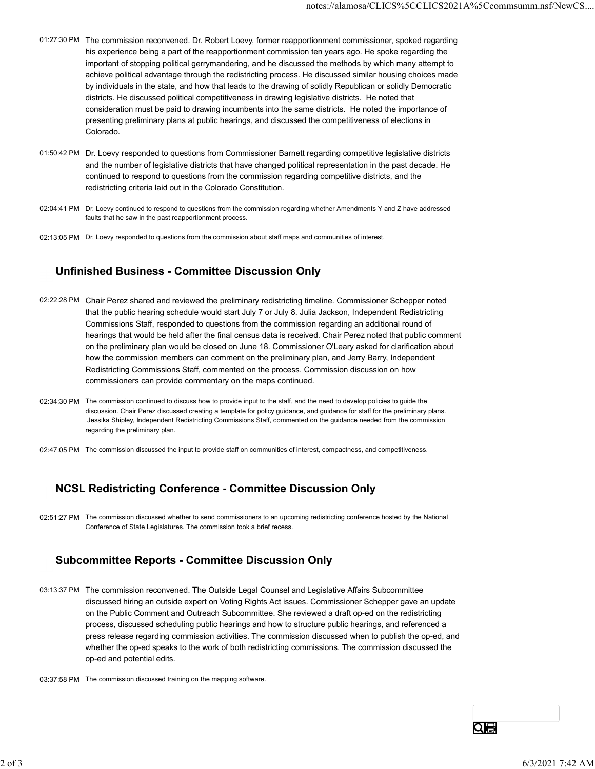01:27:30 PM The commission reconvened. Dr. Robert Loevy, former reapportionment commissioner, spoked regarding his experience being a part of the reapportionment commission ten years ago. He spoke regarding the important of stopping political gerrymandering, and he discussed the methods by which many attempt to achieve political advantage through the redistricting process. He discussed similar housing choices made by individuals in the state, and how that leads to the drawing of solidly Republican or solidly Democratic districts. He discussed political competitiveness in drawing legislative districts. He noted that consideration must be paid to drawing incumbents into the same districts. He noted the importance of presenting preliminary plans at public hearings, and discussed the competitiveness of elections in Colorado.

01:50:42 PM Dr. Loevy responded to questions from Commissioner Barnett regarding competitive legislative districts and the number of legislative districts that have changed political representation in the past decade. He continued to respond to questions from the commission regarding competitive districts, and the redistricting criteria laid out in the Colorado Constitution.

02:04:41 PM Dr. Loevy continued to respond to questions from the commission regarding whether Amendments Y and Z have addressed faults that he saw in the past reapportionment process.

02:13:05 PM Dr. Loevy responded to questions from the commission about staff maps and communities of interest.

## Unfinished Business - Committee Discussion Only

02:22:28 PM Chair Perez shared and reviewed the preliminary redistricting timeline. Commissioner Schepper noted that the public hearing schedule would start July 7 or July 8. Julia Jackson, Independent Redistricting Commissions Staff, responded to questions from the commission regarding an additional round of hearings that would be held after the final census data is received. Chair Perez noted that public comment on the preliminary plan would be closed on June 18. Commissioner O'Leary asked for clarification about how the commission members can comment on the preliminary plan, and Jerry Barry, Independent Redistricting Commissions Staff, commented on the process. Commission discussion on how commissioners can provide commentary on the maps continued.

02:34:30 PM The commission continued to discuss how to provide input to the staff, and the need to develop policies to guide the discussion. Chair Perez discussed creating a template for policy guidance, and guidance for staff for the preliminary plans. Jessika Shipley, Independent Redistricting Commissions Staff, commented on the guidance needed from the commission regarding the preliminary plan.

02:47:05 PM The commission discussed the input to provide staff on communities of interest, compactness, and competitiveness.

## NCSL Redistricting Conference - Committee Discussion Only

02:51:27 PM The commission discussed whether to send commissioners to an upcoming redistricting conference hosted by the National Conference of State Legislatures. The commission took a brief recess.

## Subcommittee Reports - Committee Discussion Only

03:13:37 PM The commission reconvened. The Outside Legal Counsel and Legislative Affairs Subcommittee discussed hiring an outside expert on Voting Rights Act issues. Commissioner Schepper gave an update on the Public Comment and Outreach Subcommittee. She reviewed a draft op-ed on the redistricting process, discussed scheduling public hearings and how to structure public hearings, and referenced a press release regarding commission activities. The commission discussed when to publish the op-ed, and whether the op-ed speaks to the work of both redistricting commissions. The commission discussed the op-ed and potential edits.

03:37:58 PM The commission discussed training on the mapping software.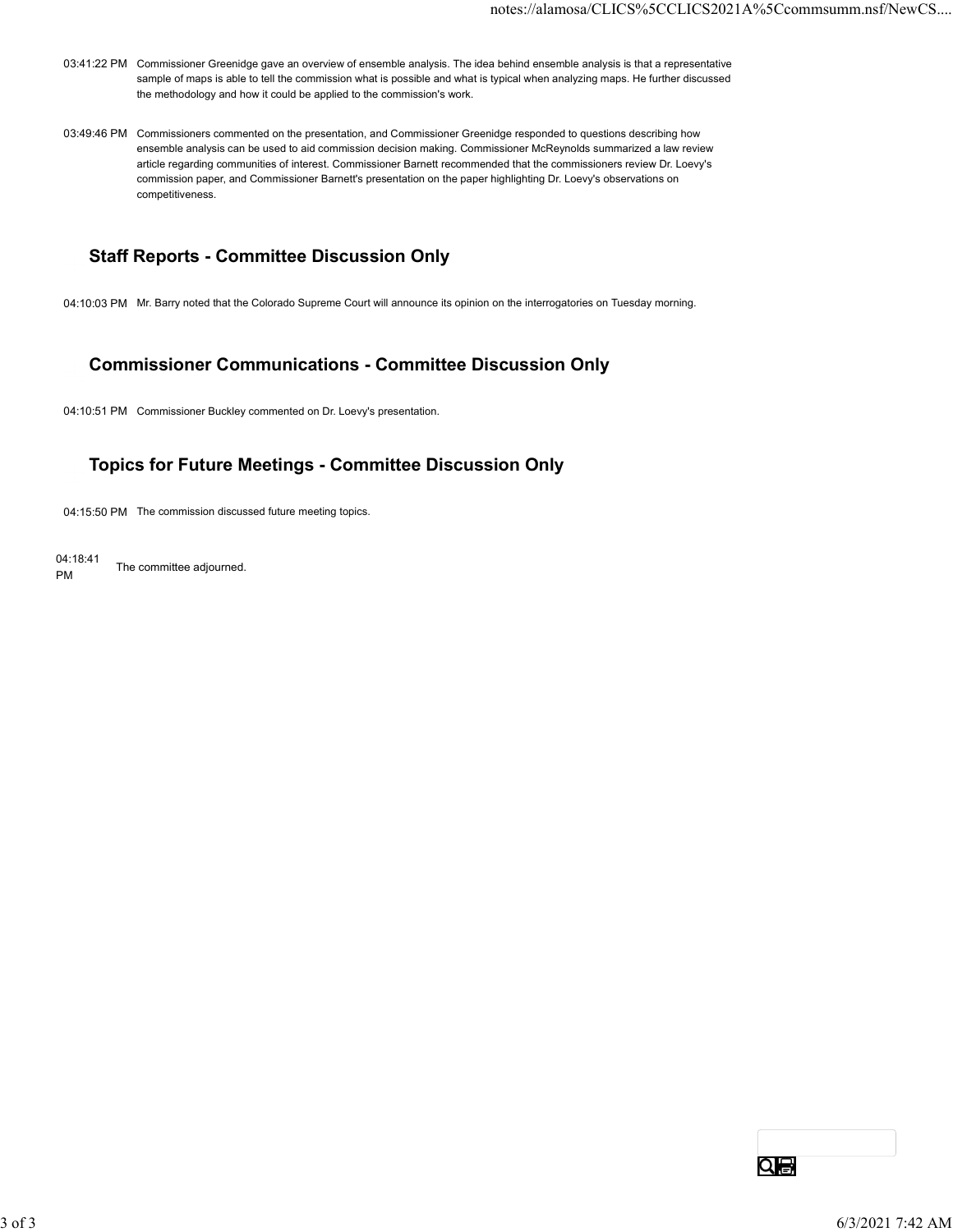03:41:22 PM Commissioner Greenidge gave an overview of ensemble analysis. The idea behind ensemble analysis is that a representative sample of maps is able to tell the commission what is possible and what is typical when analyzing maps. He further discussed the methodology and how it could be applied to the commission's work.

03:49:46 PM Commissioners commented on the presentation, and Commissioner Greenidge responded to questions describing how ensemble analysis can be used to aid commission decision making. Commissioner McReynolds summarized a law review article regarding communities of interest. Commissioner Barnett recommended that the commissioners review Dr. Loevy's commission paper, and Commissioner Barnett's presentation on the paper highlighting Dr. Loevy's observations on competitiveness.

## Staff Reports - Committee Discussion Only

04:10:03 PM Mr. Barry noted that the Colorado Supreme Court will announce its opinion on the interrogatories on Tuesday morning.

## Commissioner Communications - Committee Discussion Only

04:10:51 PM Commissioner Buckley commented on Dr. Loevy's presentation.

## Topics for Future Meetings - Committee Discussion Only

04:15:50 PM The commission discussed future meeting topics.

04:18:41 PM The committee adjourned.